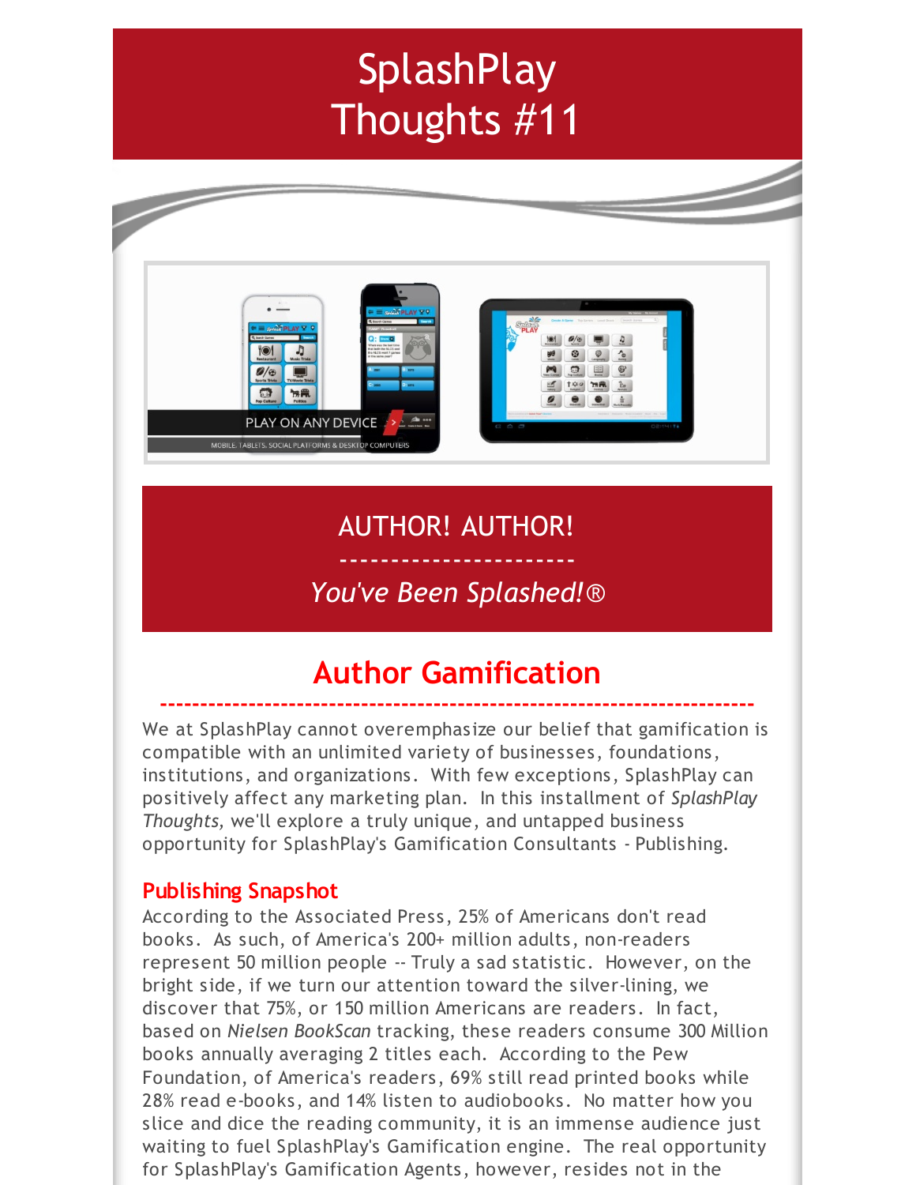# SplashPlay Thoughts #11

## AUTHOR! AUTHOR!

-----------------------

*You've Been Splashed!®*

## Author Gamification

We at SplashPlay cannot overemphasize our belief that gamification is compatible with an unlimited variety of businesses, foundations, institutions, and organizations. With few exceptions, SplashPlay can positively affect any marketing plan. In this installment of *SplashPlay Thoughts,* we'll explore a truly unique, and untapped business opportunity for SplashPlay's Gamification Consultants - Publishing.

### Publishing Snapshot

According to the Associated Press, 25% of Americans don't read books. As such, of America's 200+ million adults, non-readers represent 50 million people -- Truly a sad statistic. However, on the bright side, if we turn our attention toward the silver-lining, we discover that 75%, or 150 million Americans are readers. In fact, based on *Nielsen BookScan* tracking, these readers consume 300 Million books annually averaging 2 titles each. According to the Pew Foundation, of America's readers, 69% still read printed books while 28% read e-books, and 14% listen to audiobooks. No matter how you slice and dice the reading community, it is an immense audience just waiting to fuel SplashPlay's Gamification engine. The real opportunity for SplashPlay's Gamification Agents, however, resides not in the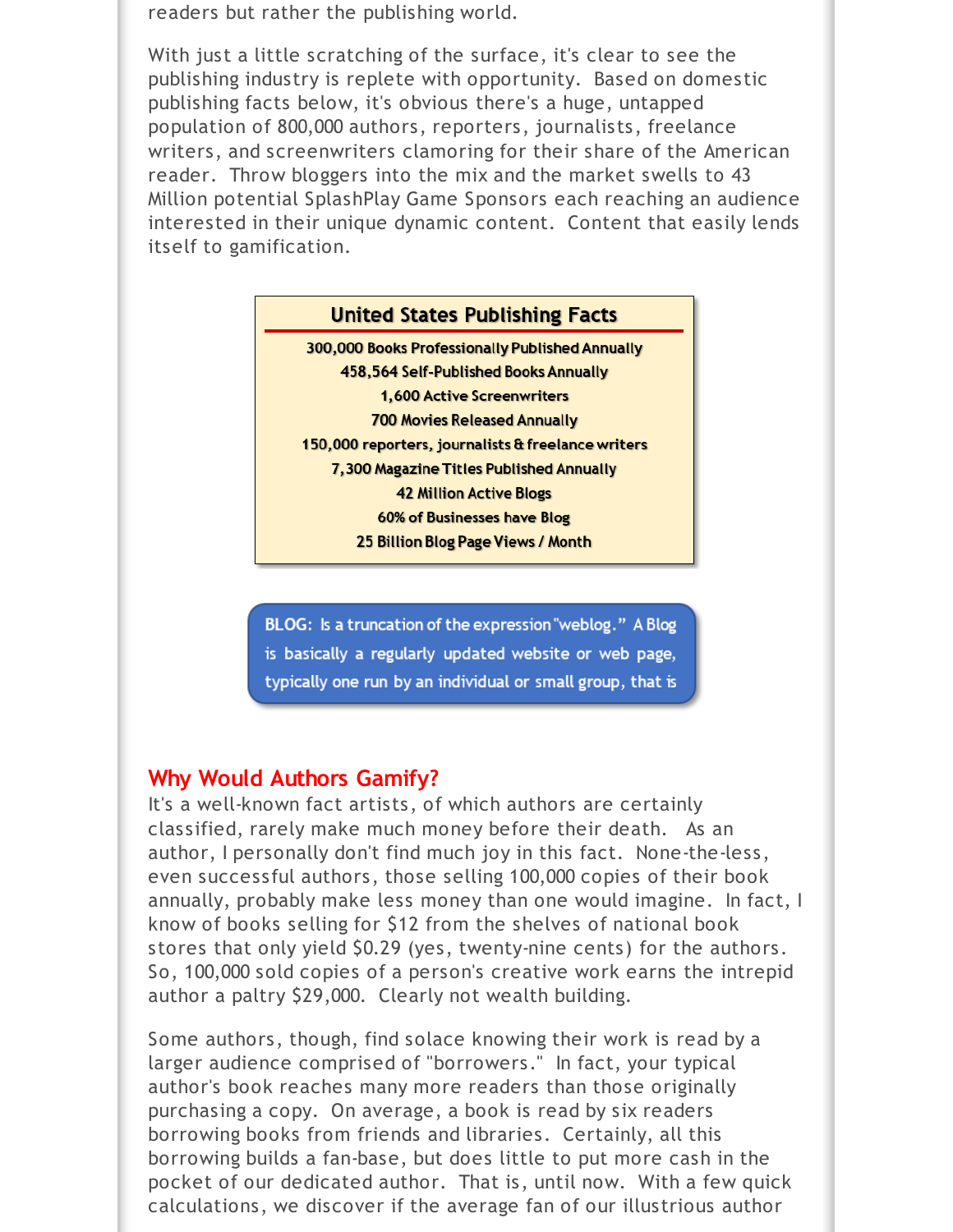readers but rather the publishing world.

With just a little scratching of the surface, it's clear to see the publishing industry is replete with opportunity. Based on domestic publishing facts below, it's obvious there's a huge, untapped population of 800,000 authors, reporters, journalists, freelance writers, and screenwriters clamoring for their share of the American reader. Throw bloggers into the mix and the market swells to 43 Million potential SplashPlay Game Sponsors each reaching an audience interested in their unique dynamic content. Content that easily lends itself to gamification.

| United States Publishing Facts |
|---|
| 300,000 Books Professionally Published Annually |
| 458,564 Self-Published Books Annually |
| 1,600 Active Screenwriters |
| 700 Movies Released Annually |
| 150,000 reporters, journalists & freelance writers |
| 7,300 Magazine Titles Published Annually |
| 42 Million Active Blogs |
| 60% of Businesses have Blog |
| 25 Billion Blog Page Views / Month |

BLOG: Is a truncation of the expression "weblog." A Blog is basically a regularly updated website or web page, typically one run by an individual or small group, that is

## Why Would Authors Gamify?

It's a well-known fact artists, of which authors are certainly classified, rarely make much money before their death. As an author, I personally don't find much joy in this fact. None-the-less, even successful authors, those selling 100,000 copies of their book annually, probably make less money than one would imagine. In fact, I know of books selling for $12 from the shelves of national book stores that only yield $0.29 (yes, twenty-nine cents) for the authors. So, 100,000 sold copies of a person's creative work earns the intrepid author a paltry $29,000. Clearly not wealth building.

Some authors, though, find solace knowing their work is read by a larger audience comprised of "borrowers." In fact, your typical author's book reaches many more readers than those originally purchasing a copy. On average, a book is read by six readers borrowing books from friends and libraries. Certainly, all this borrowing builds a fan-base, but does little to put more cash in the pocket of our dedicated author. That is, until now. With a few quick calculations, we discover if the average fan of our illustrious author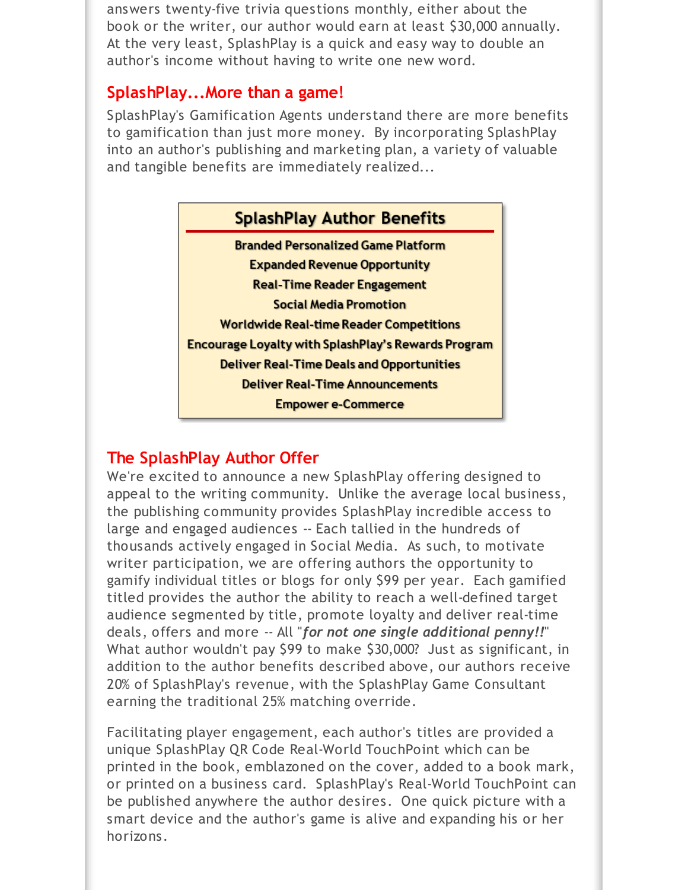answers twenty-five trivia questions monthly, either about the book or the writer, our author would earn at least $30,000 annually. At the very least, SplashPlay is a quick and easy way to double an author's income without having to write one new word.

## SplashPlay...More than a game!

SplashPlay's Gamification Agents understand there are more benefits to gamification than just more money. By incorporating SplashPlay into an author's publishing and marketing plan, a variety of valuable and tangible benefits are immediately realized...

### SplashPlay Author Benefits

**Branded Personalized Game Platform**
**Expanded Revenue Opportunity**
**Real-Time Reader Engagement**
**Social Media Promotion**
**Worldwide Real-time Reader Competitions**
**Encourage Loyalty with SplashPlay's Rewards Program**
**Deliver Real-Time Deals and Opportunities**
**Deliver Real-Time Announcements**
**Empower e-Commerce**

## The SplashPlay Author Offer

We're excited to announce a new SplashPlay offering designed to appeal to the writing community. Unlike the average local business, the publishing community provides SplashPlay incredible access to large and engaged audiences -- Each tallied in the hundreds of thousands actively engaged in Social Media. As such, to motivate writer participation, we are offering authors the opportunity to gamify individual titles or blogs for only $99 per year. Each gamified titled provides the author the ability to reach a well-defined target audience segmented by title, promote loyalty and deliver real-time deals, offers and more -- All "***for not one single additional penny!!***" What author wouldn't pay $99 to make $30,000? Just as significant, in addition to the author benefits described above, our authors receive 20% of SplashPlay's revenue, with the SplashPlay Game Consultant earning the traditional 25% matching override.

Facilitating player engagement, each author's titles are provided a unique SplashPlay QR Code Real-World TouchPoint which can be printed in the book, emblazoned on the cover, added to a book mark, or printed on a business card. SplashPlay's Real-World TouchPoint can be published anywhere the author desires. One quick picture with a smart device and the author's game is alive and expanding his or her horizons.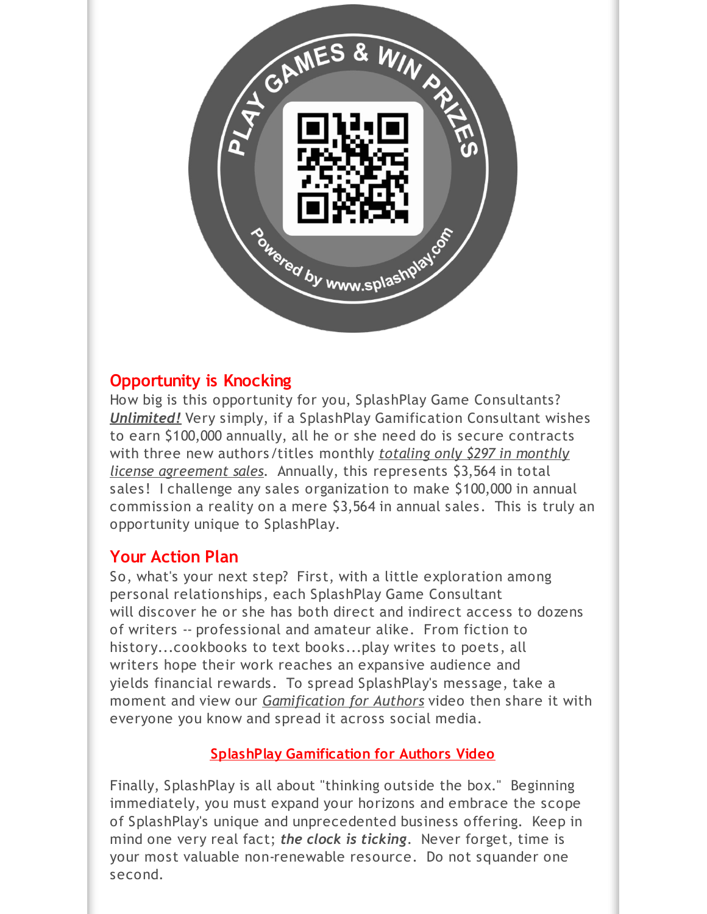PLAY GAMES & WIN PRIZES

Powered by www.splashplay.com

## Opportunity is Knocking

How big is this opportunity for you, SplashPlay Game Consultants? ***Unlimited!*** Very simply, if a SplashPlay Gamification Consultant wishes to earn $100,000 annually, all he or she need do is secure contracts with three new authors/titles monthly *totaling only $297 in monthly license agreement sales*. Annually, this represents $3,564 in total sales! I challenge any sales organization to make $100,000 in annual commission a reality on a mere $3,564 in annual sales. This is truly an opportunity unique to SplashPlay.

## Your Action Plan

So, what's your next step? First, with a little exploration among personal relationships, each SplashPlay Game Consultant will discover he or she has both direct and indirect access to dozens of writers -- professional and amateur alike. From fiction to history...cookbooks to text books...play writes to poets, all writers hope their work reaches an expansive audience and yields financial rewards. To spread SplashPlay's message, take a moment and view our *Gamification for Authors* video then share it with everyone you know and spread it across social media.

SplashPlay Gamification for Authors Video

Finally, SplashPlay is all about "thinking outside the box." Beginning immediately, you must expand your horizons and embrace the scope of SplashPlay's unique and unprecedented business offering. Keep in mind one very real fact; ***the clock is ticking***. Never forget, time is your most valuable non-renewable resource. Do not squander one second.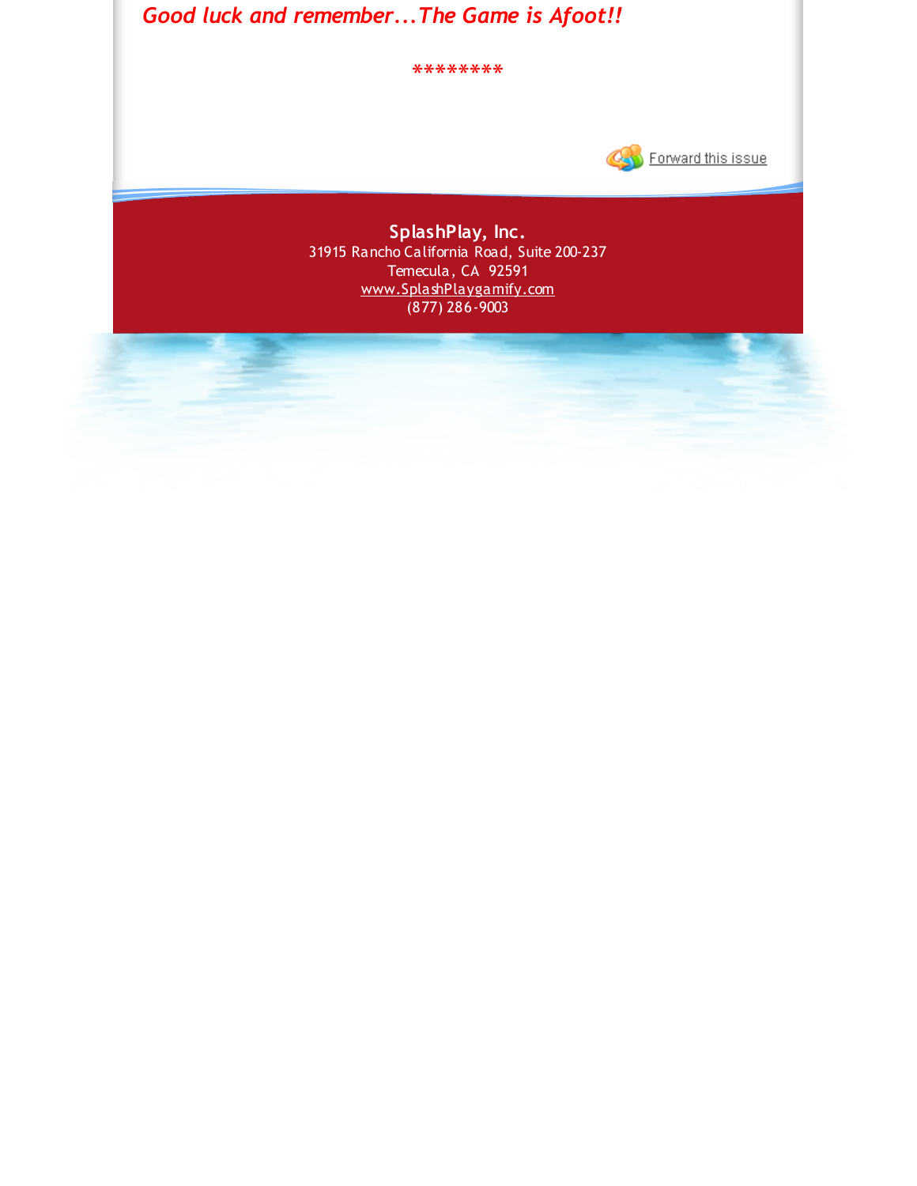*Good luck and remember...The Game is Afoot!!*

********

Forward this issue

**SplashPlay, Inc.**
31915 Rancho California Road, Suite 200-237
Temecula, CA 92591
www.SplashPlaygamify.com
(877) 286-9003